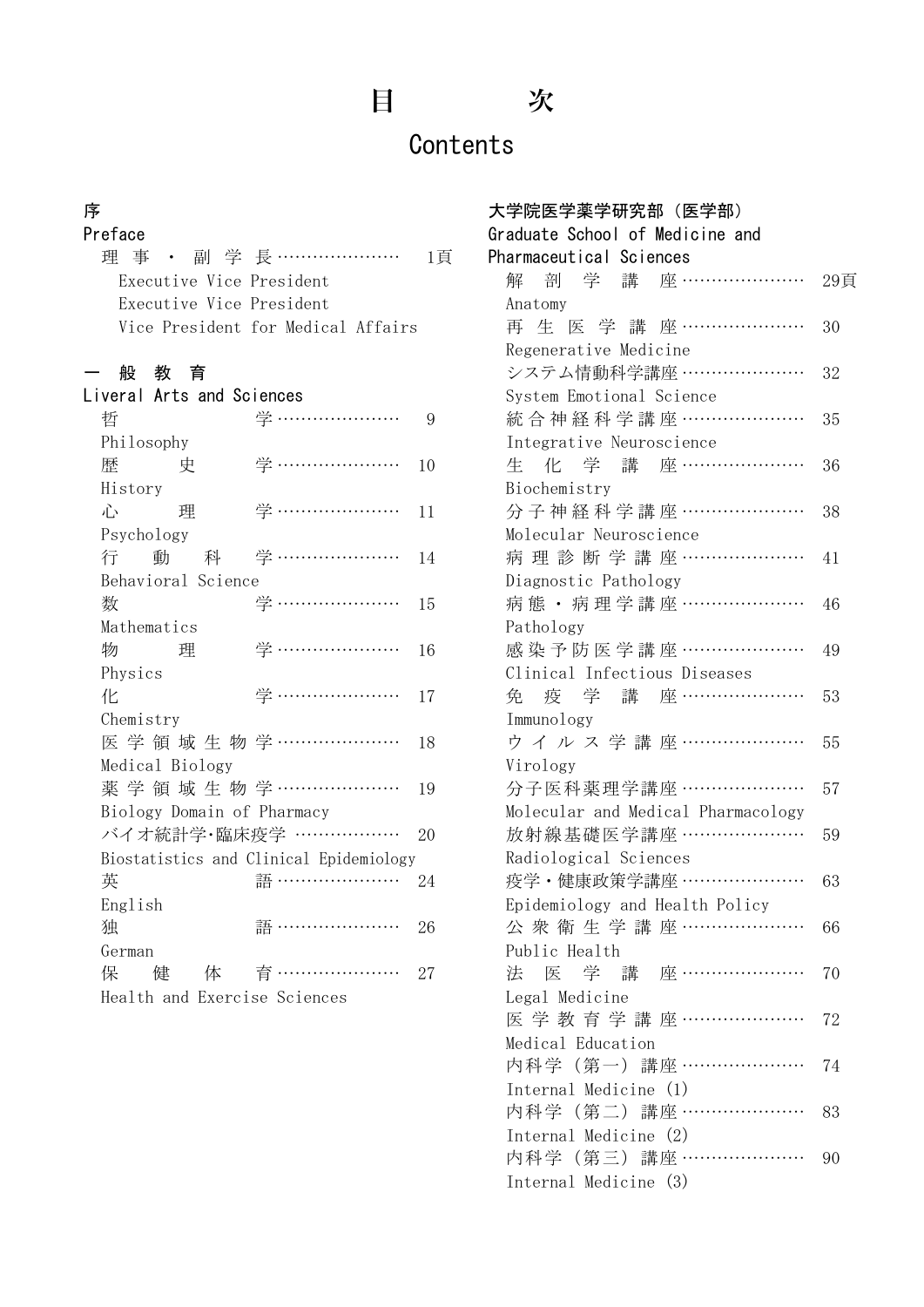# 目　次

# Contents

## 序
## Preface

理事・副学長………………… 1頁
Executive Vice President
Executive Vice President
Vice President for Medical Affairs

## 一般教育
## Liveral Arts and Sciences

哲学………………… 9
Philosophy
歴史学………………… 10
History
心理学………………… 11
Psychology
行動科学………………… 14
Behavioral Science
数学………………… 15
Mathematics
物理学………………… 16
Physics
化学………………… 17
Chemistry
医学領域生物学………………… 18
Medical Biology
薬学領域生物学………………… 19
Biology Domain of Pharmacy
バイオ統計学･臨床疫学 ……………… 20
Biostatistics and Clinical Epidemiology
英語………………… 24
English
独語………………… 26
German
保健体育………………… 27
Health and Exercise Sciences

## 大学院医学薬学研究部（医学部）
## Graduate School of Medicine and Pharmaceutical Sciences

解剖学講座………………… 29頁
Anatomy
再生医学講座………………… 30
Regenerative Medicine
システム情動科学講座………………… 32
System Emotional Science
統合神経科学講座………………… 35
Integrative Neuroscience
生化学講座………………… 36
Biochemistry
分子神経科学講座………………… 38
Molecular Neuroscience
病理診断学講座………………… 41
Diagnostic Pathology
病態・病理学講座………………… 46
Pathology
感染予防医学講座………………… 49
Clinical Infectious Diseases
免疫学講座………………… 53
Immunology
ウイルス学講座………………… 55
Virology
分子医科薬理学講座………………… 57
Molecular and Medical Pharmacology
放射線基礎医学講座………………… 59
Radiological Sciences
疫学・健康政策学講座………………… 63
Epidemiology and Health Policy
公衆衛生学講座………………… 66
Public Health
法医学講座………………… 70
Legal Medicine
医学教育学講座………………… 72
Medical Education
内科学（第一）講座………………… 74
Internal Medicine (1)
内科学（第二）講座………………… 83
Internal Medicine (2)
内科学（第三）講座………………… 90
Internal Medicine (3)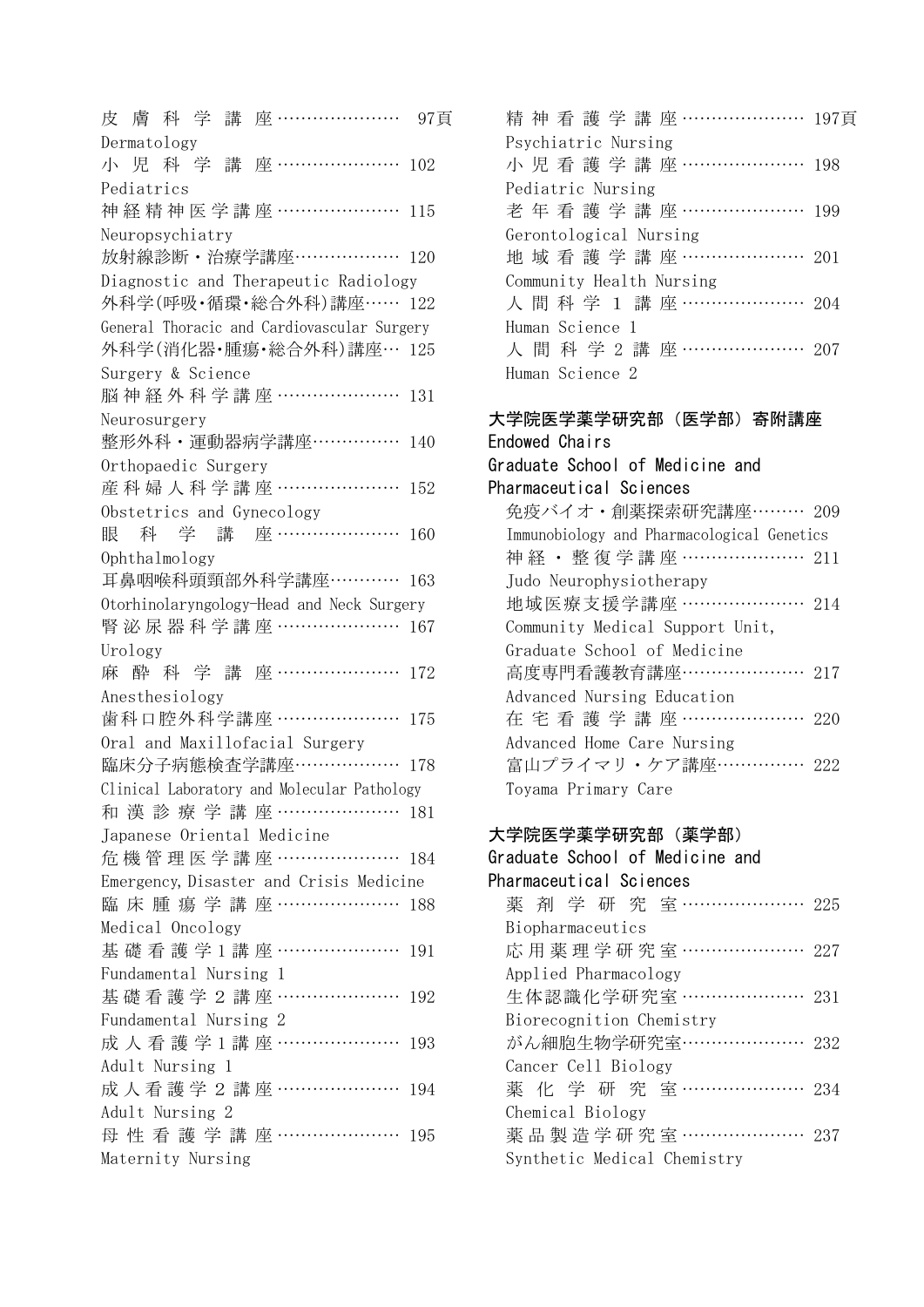皮膚科学講座………………… 97頁
Dermatology
小児科学講座………………… 102
Pediatrics
神経精神医学講座………………… 115
Neuropsychiatry
放射線診断・治療学講座……………… 120
Diagnostic and Therapeutic Radiology
外科学(呼吸･循環･総合外科)講座…… 122
General Thoracic and Cardiovascular Surgery
外科学(消化器･腫瘍･総合外科)講座… 125
Surgery & Science
脳神経外科学講座………………… 131
Neurosurgery
整形外科・運動器病学講座…………… 140
Orthopaedic Surgery
産科婦人科学講座………………… 152
Obstetrics and Gynecology
眼科学講座………………… 160
Ophthalmology
耳鼻咽喉科頭頸部外科学講座………… 163
Otorhinolaryngology-Head and Neck Surgery
腎泌尿器科学講座………………… 167
Urology
麻酔科学講座………………… 172
Anesthesiology
歯科口腔外科学講座………………… 175
Oral and Maxillofacial Surgery
臨床分子病態検査学講座……………… 178
Clinical Laboratory and Molecular Pathology
和漢診療学講座………………… 181
Japanese Oriental Medicine
危機管理医学講座………………… 184
Emergency, Disaster and Crisis Medicine
臨床腫瘍学講座………………… 188
Medical Oncology
基礎看護学1講座………………… 191
Fundamental Nursing 1
基礎看護学2講座………………… 192
Fundamental Nursing 2
成人看護学1講座………………… 193
Adult Nursing 1
成人看護学2講座………………… 194
Adult Nursing 2
母性看護学講座………………… 195
Maternity Nursing
精神看護学講座………………… 197頁
Psychiatric Nursing
小児看護学講座………………… 198
Pediatric Nursing
老年看護学講座………………… 199
Gerontological Nursing
地域看護学講座………………… 201
Community Health Nursing
人間科学1講座………………… 204
Human Science 1
人間科学2講座………………… 207
Human Science 2

**大学院医学薬学研究部（医学部）寄附講座**
**Endowed Chairs**
**Graduate School of Medicine and Pharmaceutical Sciences**

免疫バイオ・創薬探索研究講座……… 209
Immunobiology and Pharmacological Genetics
神経・整復学講座………………… 211
Judo Neurophysiotherapy
地域医療支援学講座………………… 214
Community Medical Support Unit, Graduate School of Medicine
高度専門看護教育講座………………… 217
Advanced Nursing Education
在宅看護学講座………………… 220
Advanced Home Care Nursing
富山プライマリ・ケア講座…………… 222
Toyama Primary Care

**大学院医学薬学研究部（薬学部）**
**Graduate School of Medicine and Pharmaceutical Sciences**

薬剤学研究室………………… 225
Biopharmaceutics
応用薬理学研究室………………… 227
Applied Pharmacology
生体認識化学研究室………………… 231
Biorecognition Chemistry
がん細胞生物学研究室………………… 232
Cancer Cell Biology
薬化学研究室………………… 234
Chemical Biology
薬品製造学研究室………………… 237
Synthetic Medical Chemistry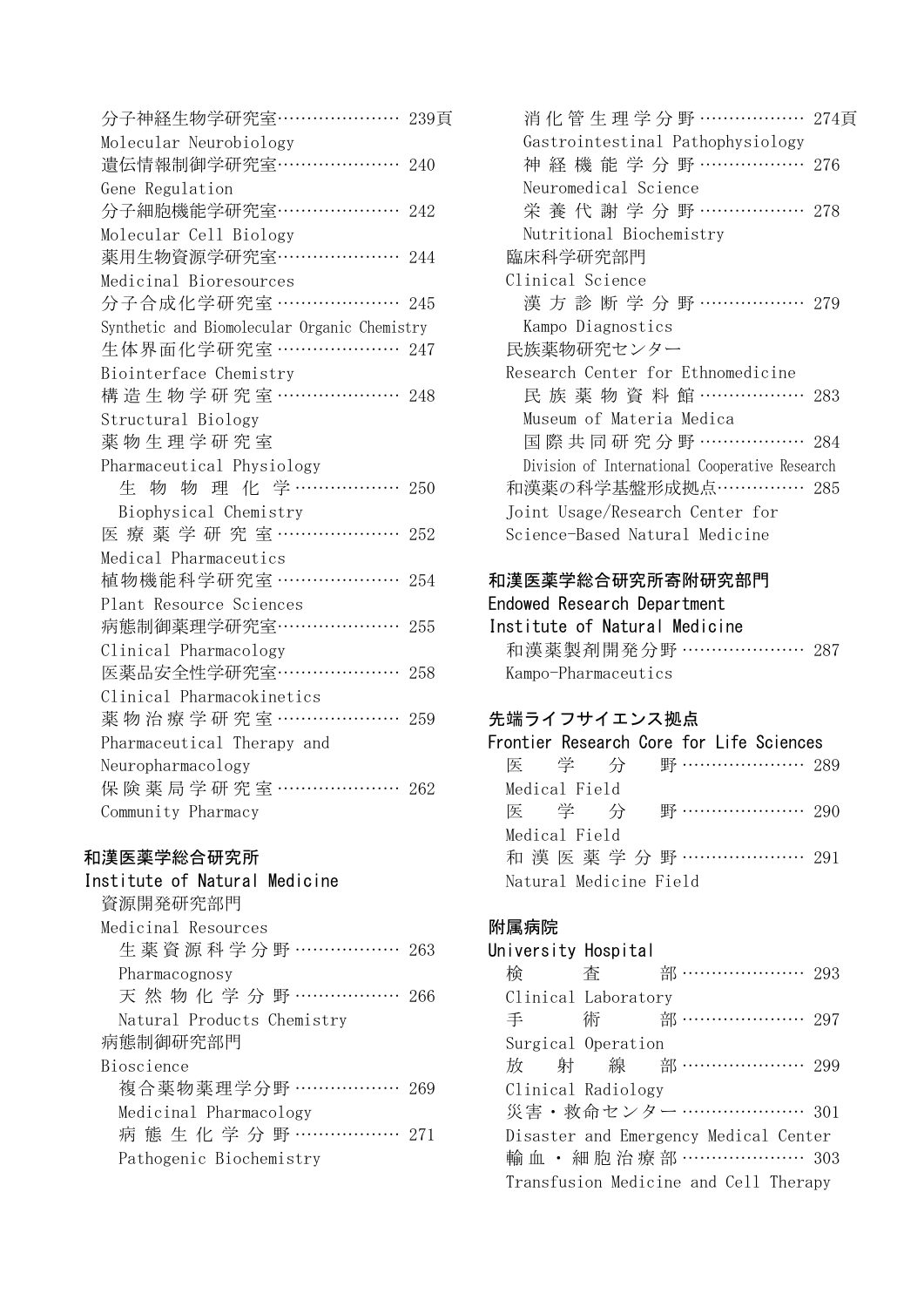分子神経生物学研究室………………… 239頁
Molecular Neurobiology
遺伝情報制御学研究室………………… 240
Gene Regulation
分子細胞機能学研究室………………… 242
Molecular Cell Biology
薬用生物資源学研究室………………… 244
Medicinal Bioresources
分子合成化学研究室 ………………… 245
Synthetic and Biomolecular Organic Chemistry
生体界面化学研究室 ………………… 247
Biointerface Chemistry
構造生物学研究室 ………………… 248
Structural Biology
薬物生理学研究室
Pharmaceutical Physiology
　生物物理化学……………… 250
　Biophysical Chemistry
医療薬学研究室 ………………… 252
Medical Pharmaceutics
植物機能科学研究室 ………………… 254
Plant Resource Sciences
病態制御薬理学研究室………………… 255
Clinical Pharmacology
医薬品安全性学研究室………………… 258
Clinical Pharmacokinetics
薬物治療学研究室 ………………… 259
Pharmaceutical Therapy and Neuropharmacology
保険薬局学研究室 ………………… 262
Community Pharmacy

## 和漢医薬学総合研究所
## Institute of Natural Medicine

資源開発研究部門
Medicinal Resources
　生薬資源科学分野 ……………… 263
　Pharmacognosy
　天然物化学分野 ……………… 266
　Natural Products Chemistry
病態制御研究部門
Bioscience
　複合薬物薬理学分野 ……………… 269
　Medicinal Pharmacology
　病態生化学分野 ……………… 271
　Pathogenic Biochemistry
　消化管生理学分野 ……………… 274頁
　Gastrointestinal Pathophysiology
　神経機能学分野 ……………… 276
　Neuromedical Science
　栄養代謝学分野 ……………… 278
　Nutritional Biochemistry
臨床科学研究部門
Clinical Science
　漢方診断学分野 ……………… 279
　Kampo Diagnostics
民族薬物研究センター
Research Center for Ethnomedicine
　民族薬物資料館 ……………… 283
　Museum of Materia Medica
　国際共同研究分野 ……………… 284
　Division of International Cooperative Research
和漢薬の科学基盤形成拠点…………… 285
Joint Usage/Research Center for Science-Based Natural Medicine

## 和漢医薬学総合研究所寄附研究部門
## Endowed Research Department Institute of Natural Medicine

和漢薬製剤開発分野 ………………… 287
Kampo-Pharmaceutics

## 先端ライフサイエンス拠点
## Frontier Research Core for Life Sciences

医学分野………………… 289
Medical Field
医学分野………………… 290
Medical Field
和漢医薬学分野………………… 291
Natural Medicine Field

## 附属病院
## University Hospital

検査部………………… 293
Clinical Laboratory
手術部………………… 297
Surgical Operation
放射線部………………… 299
Clinical Radiology
災害・救命センター………………… 301
Disaster and Emergency Medical Center
輸血・細胞治療部………………… 303
Transfusion Medicine and Cell Therapy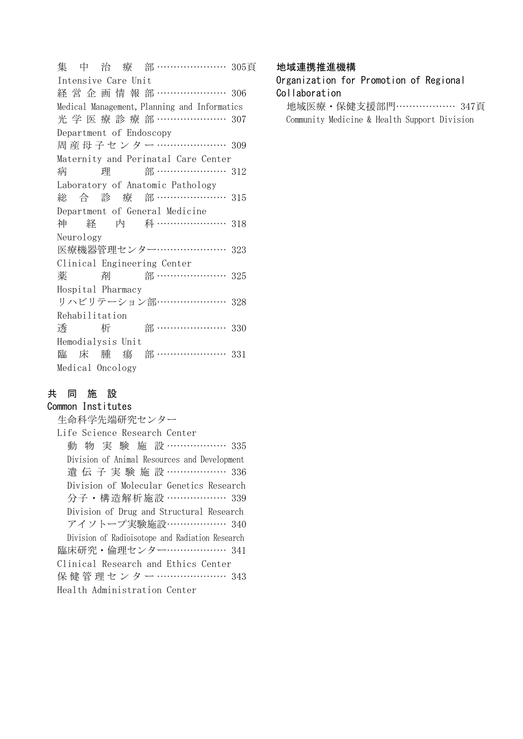集　中　治　療　部…………………… 305頁
Intensive Care Unit

経営企画情報部…………………… 306
Medical Management, Planning and Informatics

光学医療診療部…………………… 307
Department of Endoscopy

周産母子センター…………………… 309
Maternity and Perinatal Care Center

病　　理　　部…………………… 312
Laboratory of Anatomic Pathology

総　合　診　療　部…………………… 315
Department of General Medicine

神　経　内　科…………………… 318
Neurology

医療機器管理センター…………………… 323
Clinical Engineering Center

薬　　剤　　部…………………… 325
Hospital Pharmacy

リハビリテーション部…………………… 328
Rehabilitation

透　　析　　部…………………… 330
Hemodialysis Unit

臨　床　腫　瘍　部…………………… 331
Medical Oncology

## 共　同　施　設
## Common Institutes

生命科学先端研究センター
Life Science Research Center

動物実験施設……………… 335
Division of Animal Resources and Development

遺伝子実験施設……………… 336
Division of Molecular Genetics Research

分子・構造解析施設……………… 339
Division of Drug and Structural Research

アイソトープ実験施設……………… 340
Division of Radioisotope and Radiation Research

臨床研究・倫理センター……………… 341
Clinical Research and Ethics Center

保健管理センター…………………… 343
Health Administration Center

## 地域連携推進機構
## Organization for Promotion of Regional Collaboration

地域医療・保健支援部門……………… 347頁
Community Medicine & Health Support Division